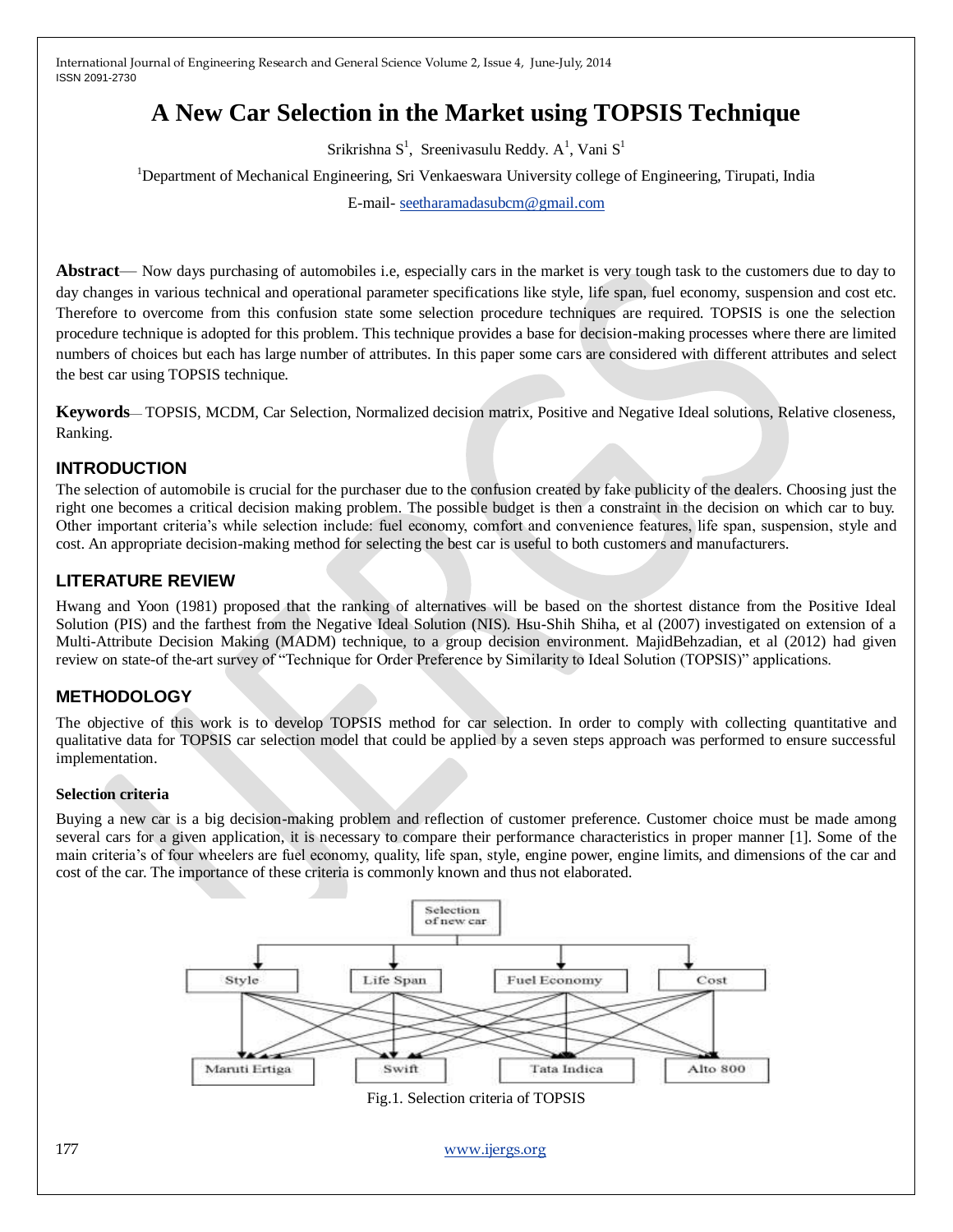# A New Car Selection in the Market using TOPSIS Technique

Srikrishna S[1], Sreenivasulu Reddy. A[1], Vani S[1]

[1]Department of Mechanical Engineering, Sri Venkaeswara University college of Engineering, Tirupati, India

E-mail- seetharamadasubcm@gmail.com

**Abstract**— Now days purchasing of automobiles i.e, especially cars in the market is very tough task to the customers due to day to day changes in various technical and operational parameter specifications like style, life span, fuel economy, suspension and cost etc. Therefore to overcome from this confusion state some selection procedure techniques are required. TOPSIS is one the selection procedure technique is adopted for this problem. This technique provides a base for decision-making processes where there are limited numbers of choices but each has large number of attributes. In this paper some cars are considered with different attributes and select the best car using TOPSIS technique.

**Keywords**— TOPSIS, MCDM, Car Selection, Normalized decision matrix, Positive and Negative Ideal solutions, Relative closeness, Ranking.

## INTRODUCTION

The selection of automobile is crucial for the purchaser due to the confusion created by fake publicity of the dealers. Choosing just the right one becomes a critical decision making problem. The possible budget is then a constraint in the decision on which car to buy. Other important criteria's while selection include: fuel economy, comfort and convenience features, life span, suspension, style and cost. An appropriate decision-making method for selecting the best car is useful to both customers and manufacturers.

## LITERATURE REVIEW

Hwang and Yoon (1981) proposed that the ranking of alternatives will be based on the shortest distance from the Positive Ideal Solution (PIS) and the farthest from the Negative Ideal Solution (NIS). Hsu-Shih Shiha, et al (2007) investigated on extension of a Multi-Attribute Decision Making (MADM) technique, to a group decision environment. MajidBehzadian, et al (2012) had given review on state-of the-art survey of "Technique for Order Preference by Similarity to Ideal Solution (TOPSIS)" applications.

## METHODOLOGY

The objective of this work is to develop TOPSIS method for car selection. In order to comply with collecting quantitative and qualitative data for TOPSIS car selection model that could be applied by a seven steps approach was performed to ensure successful implementation.

### Selection criteria

Buying a new car is a big decision-making problem and reflection of customer preference. Customer choice must be made among several cars for a given application, it is necessary to compare their performance characteristics in proper manner [1]. Some of the main criteria's of four wheelers are fuel economy, quality, life span, style, engine power, engine limits, and dimensions of the car and cost of the car. The importance of these criteria is commonly known and thus not elaborated.

Fig.1. Selection criteria of TOPSIS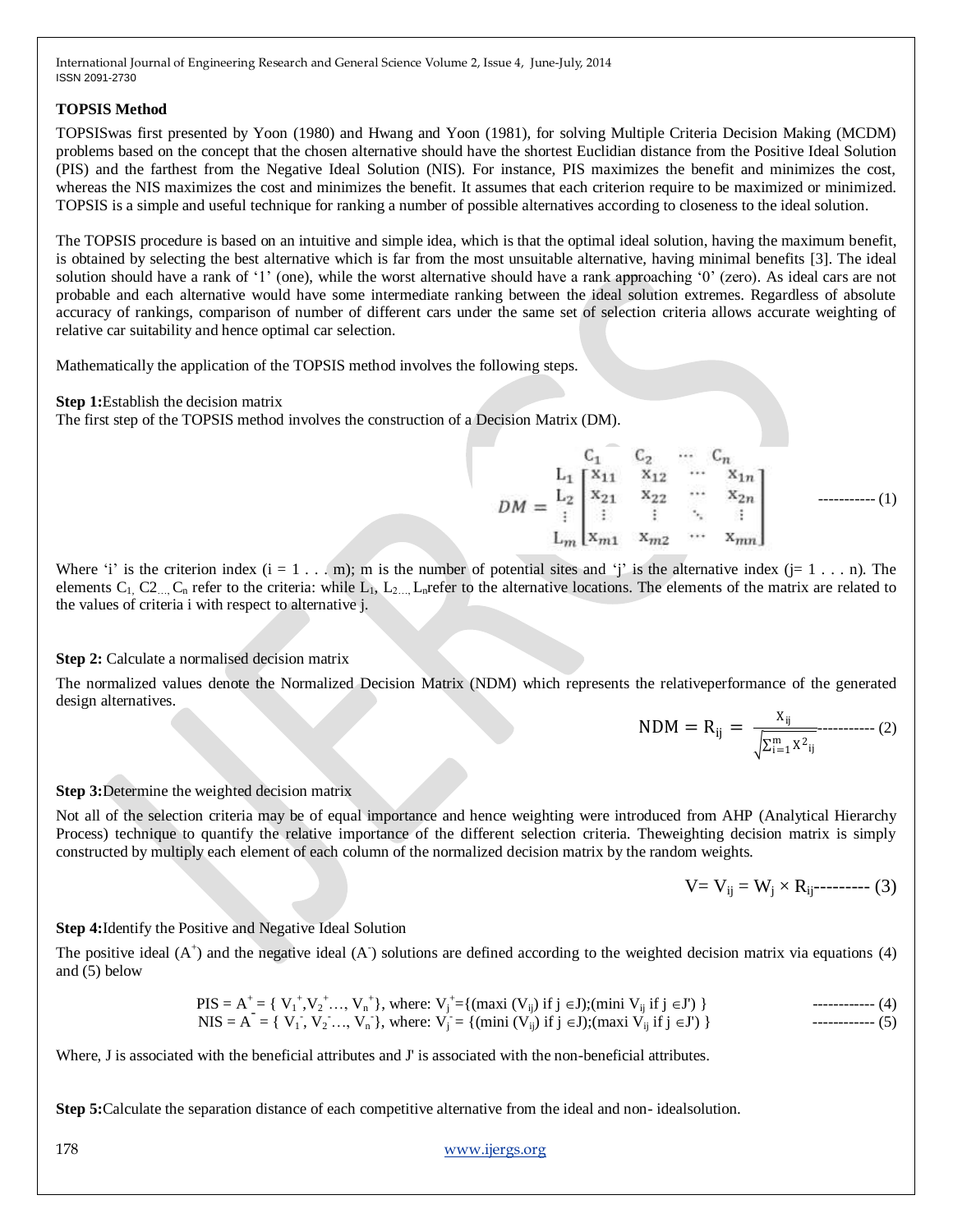**TOPSIS Method**

TOPSISwas first presented by Yoon (1980) and Hwang and Yoon (1981), for solving Multiple Criteria Decision Making (MCDM) problems based on the concept that the chosen alternative should have the shortest Euclidian distance from the Positive Ideal Solution (PIS) and the farthest from the Negative Ideal Solution (NIS). For instance, PIS maximizes the benefit and minimizes the cost, whereas the NIS maximizes the cost and minimizes the benefit. It assumes that each criterion require to be maximized or minimized. TOPSIS is a simple and useful technique for ranking a number of possible alternatives according to closeness to the ideal solution.

The TOPSIS procedure is based on an intuitive and simple idea, which is that the optimal ideal solution, having the maximum benefit, is obtained by selecting the best alternative which is far from the most unsuitable alternative, having minimal benefits [3]. The ideal solution should have a rank of '1' (one), while the worst alternative should have a rank approaching '0' (zero). As ideal cars are not probable and each alternative would have some intermediate ranking between the ideal solution extremes. Regardless of absolute accuracy of rankings, comparison of number of different cars under the same set of selection criteria allows accurate weighting of relative car suitability and hence optimal car selection.

Mathematically the application of the TOPSIS method involves the following steps.

**Step 1:**Establish the decision matrix

The first step of the TOPSIS method involves the construction of a Decision Matrix (DM).

$$DM = \begin{array}{c} \\ L_1 \\ L_2 \\ \vdots \\ L_m \end{array} \begin{array}{c} \begin{array}{cccc} C_1 & C_2 & \cdots & C_n \end{array} \\ \begin{bmatrix} x_{11} & x_{12} & \cdots & x_{1n} \\ x_{21} & x_{22} & \cdots & x_{2n} \\ \vdots & \vdots & \ddots & \vdots \\ x_{m1} & x_{m2} & \cdots & x_{mn} \end{bmatrix} \end{array} \quad \text{----------- (1)}$$

Where 'i' is the criterion index ($i = 1 \ldots m$); m is the number of potential sites and 'j' is the alternative index ($j = 1 \ldots n$). The elements $C_1, C2_{\ldots,} C_n$ refer to the criteria: while $L_1, L_{2\ldots,} L_n$refer to the alternative locations. The elements of the matrix are related to the values of criteria i with respect to alternative j.

**Step 2:** Calculate a normalised decision matrix

The normalized values denote the Normalized Decision Matrix (NDM) which represents the relativeperformance of the generated design alternatives.

$$\text{NDM} = R_{ij} = \frac{X_{ij}}{\sqrt{\sum_{i=1}^{m} X^2_{ij}}} \text{----------- (2)}$$

**Step 3:**Determine the weighted decision matrix

Not all of the selection criteria may be of equal importance and hence weighting were introduced from AHP (Analytical Hierarchy Process) technique to quantify the relative importance of the different selection criteria. Theweighting decision matrix is simply constructed by multiply each element of each column of the normalized decision matrix by the random weights.

$$V = V_{ij} = W_j \times R_{ij} \text{--------- (3)}$$

**Step 4:**Identify the Positive and Negative Ideal Solution

The positive ideal ($A^+$) and the negative ideal ($A^-$) solutions are defined according to the weighted decision matrix via equations (4) and (5) below

$$\text{PIS} = A^+ = \{ V_1^+, V_2^+ \ldots, V_n^+ \}, \text{ where: } V_j^+ = \{(\max_i (V_{ij}) \text{ if } j \in J); (\min_i V_{ij} \text{ if } j \in J') \} \quad \text{------------ (4)}$$

$$\text{NIS} = A^- = \{ V_1^-, V_2^- \ldots, V_n^- \}, \text{ where: } V_j^- = \{(\min_i (V_{ij}) \text{ if } j \in J); (\max_i V_{ij} \text{ if } j \in J') \} \quad \text{------------ (5)}$$

Where, J is associated with the beneficial attributes and J' is associated with the non-beneficial attributes.

**Step 5:**Calculate the separation distance of each competitive alternative from the ideal and non- idealsolution.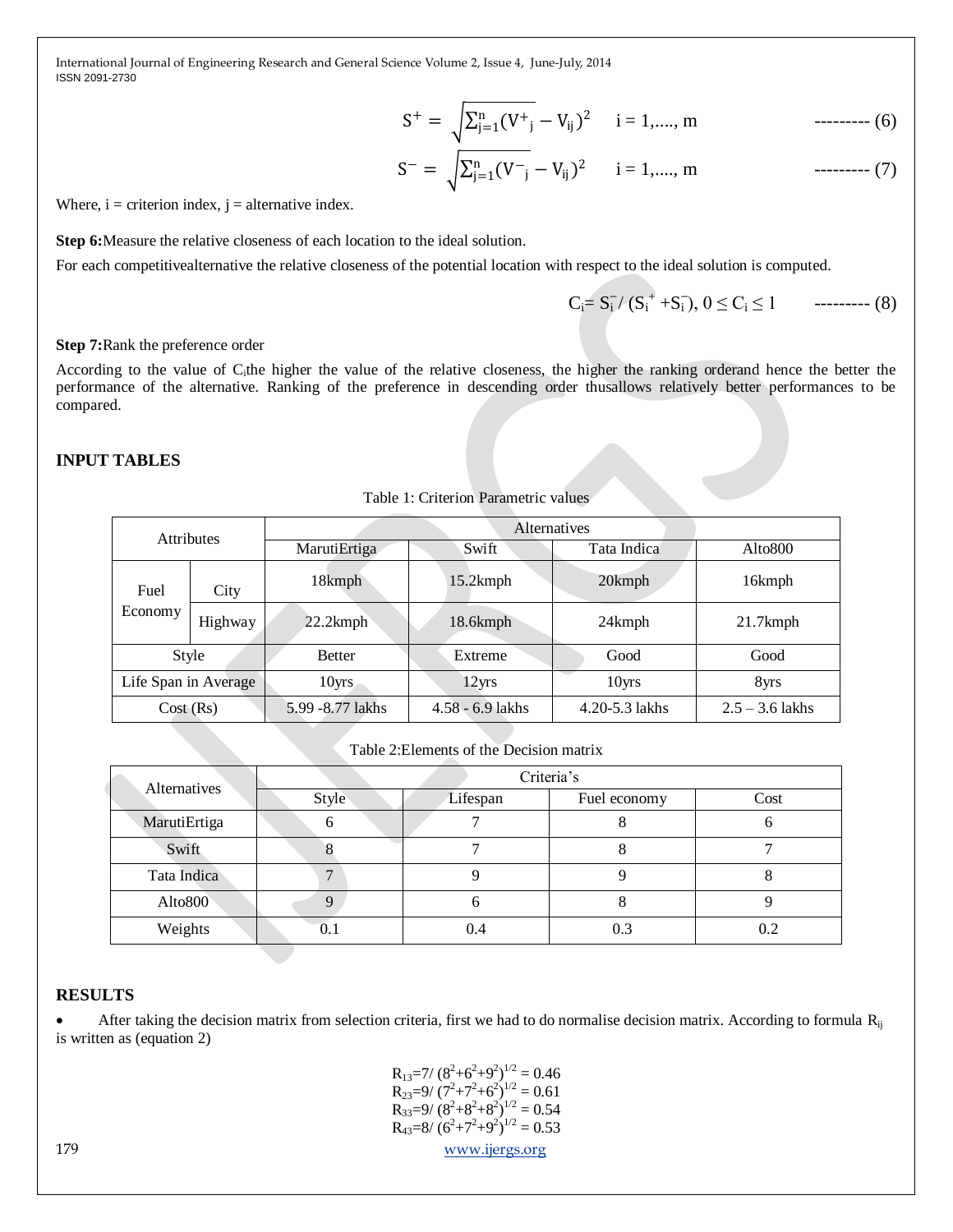$$S^{+} = \sqrt{\sum_{j=1}^{n}(V^{+}_{j} - V_{ij})^2} \quad i = 1,...., m \qquad \text{---------} (6)$$

$$S^{-} = \sqrt{\sum_{j=1}^{n}(V^{-}_{j} - V_{ij})^2} \quad i = 1,...., m \qquad \text{---------} (7)$$

Where, i = criterion index, j = alternative index.

**Step 6:**Measure the relative closeness of each location to the ideal solution.

For each competitivealternative the relative closeness of the potential location with respect to the ideal solution is computed.

$$C_i = S_i^{-} / (S_i^{+} + S_i^{-}),\ 0 \le C_i \le 1 \qquad \text{---------} (8)$$

**Step 7:**Rank the preference order

According to the value of $C_i$the higher the value of the relative closeness, the higher the ranking orderand hence the better the performance of the alternative. Ranking of the preference in descending order thusallows relatively better performances to be compared.

## INPUT TABLES

Table 1: Criterion Parametric values

| Attributes | | Alternatives | | | |
|---|---|---|---|---|---|
| | | MarutiErtiga | Swift | Tata Indica | Alto800 |
| Fuel Economy | City | 18kmph | 15.2kmph | 20kmph | 16kmph |
| | Highway | 22.2kmph | 18.6kmph | 24kmph | 21.7kmph |
| Style | | Better | Extreme | Good | Good |
| Life Span in Average | | 10yrs | 12yrs | 10yrs | 8yrs |
| Cost (Rs) | | 5.99 -8.77 lakhs | 4.58 - 6.9 lakhs | 4.20-5.3 lakhs | 2.5 – 3.6 lakhs |

Table 2:Elements of the Decision matrix

| Alternatives | Criteria's | | | |
|---|---|---|---|---|
| | Style | Lifespan | Fuel economy | Cost |
| MarutiErtiga | 6 | 7 | 8 | 6 |
| Swift | 8 | 7 | 8 | 7 |
| Tata Indica | 7 | 9 | 9 | 8 |
| Alto800 | 9 | 6 | 8 | 9 |
| Weights | 0.1 | 0.4 | 0.3 | 0.2 |

## RESULTS

- After taking the decision matrix from selection criteria, first we had to do normalise decision matrix. According to formula $R_{ij}$ is written as (equation 2)

$$R_{13}=7/ (8^2+6^2+9^2)^{1/2} = 0.46$$
$$R_{23}=9/ (7^2+7^2+6^2)^{1/2} = 0.61$$
$$R_{33}=9/ (8^2+8^2+8^2)^{1/2} = 0.54$$
$$R_{43}=8/ (6^2+7^2+9^2)^{1/2} = 0.53$$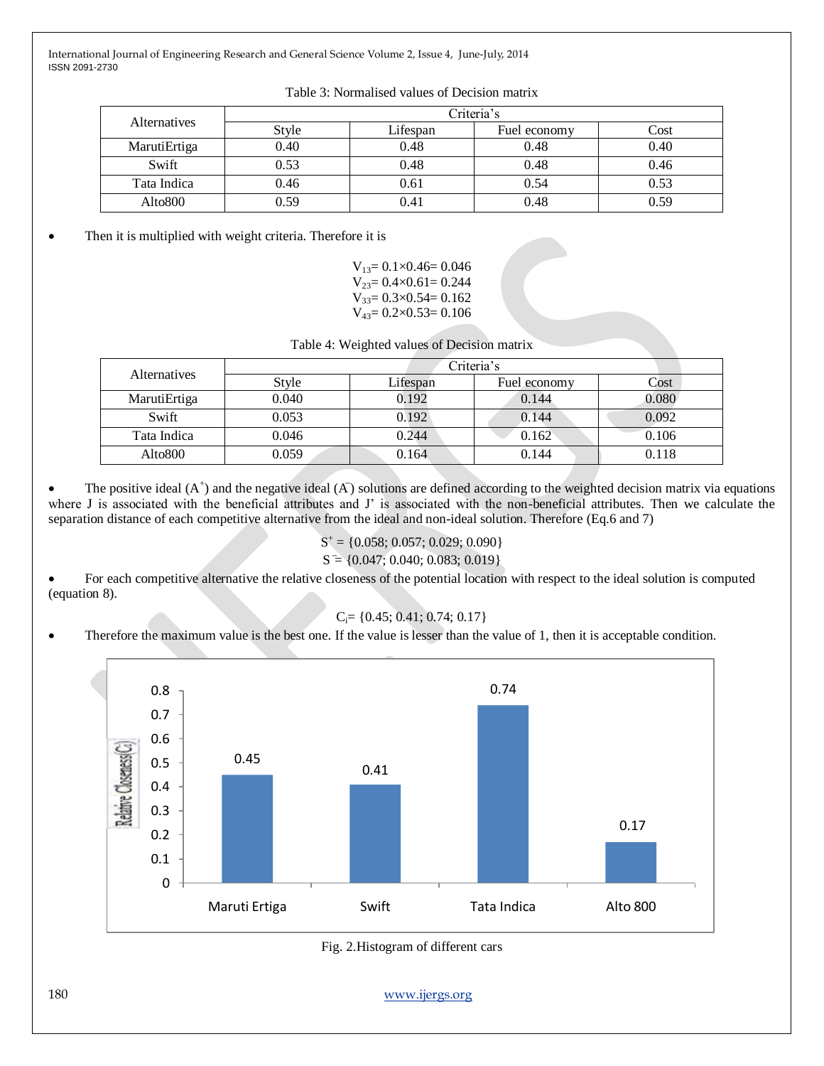Table 3: Normalised values of Decision matrix

| Alternatives | Criteria's | | | |
|---|---|---|---|---|
| | Style | Lifespan | Fuel economy | Cost |
| MarutiErtiga | 0.40 | 0.48 | 0.48 | 0.40 |
| Swift | 0.53 | 0.48 | 0.48 | 0.46 |
| Tata Indica | 0.46 | 0.61 | 0.54 | 0.53 |
| Alto800 | 0.59 | 0.41 | 0.48 | 0.59 |

- Then it is multiplied with weight criteria. Therefore it is

$$V_{13}= 0.1\times0.46= 0.046$$
$$V_{23}= 0.4\times0.61= 0.244$$
$$V_{33}= 0.3\times0.54= 0.162$$
$$V_{43}= 0.2\times0.53= 0.106$$

Table 4: Weighted values of Decision matrix

| Alternatives | Criteria's | | | |
|---|---|---|---|---|
| | Style | Lifespan | Fuel economy | Cost |
| MarutiErtiga | 0.040 | 0.192 | 0.144 | 0.080 |
| Swift | 0.053 | 0.192 | 0.144 | 0.092 |
| Tata Indica | 0.046 | 0.244 | 0.162 | 0.106 |
| Alto800 | 0.059 | 0.164 | 0.144 | 0.118 |

- The positive ideal ($A^+$) and the negative ideal ($A^-$) solutions are defined according to the weighted decision matrix via equations where J is associated with the beneficial attributes and J' is associated with the non-beneficial attributes. Then we calculate the separation distance of each competitive alternative from the ideal and non-ideal solution. Therefore (Eq.6 and 7)

$$S^+ = \{0.058; 0.057; 0.029; 0.090\}$$
$$S^- = \{0.047; 0.040; 0.083; 0.019\}$$

- For each competitive alternative the relative closeness of the potential location with respect to the ideal solution is computed (equation 8).

$$C_i= \{0.45; 0.41; 0.74; 0.17\}$$

- Therefore the maximum value is the best one. If the value is lesser than the value of 1, then it is acceptable condition.

| Car | Relative Closeness ($C_i$) |
|---|---|
| Maruti Ertiga | 0.45 |
| Swift | 0.41 |
| Tata Indica | 0.74 |
| Alto 800 | 0.17 |

Fig. 2.Histogram of different cars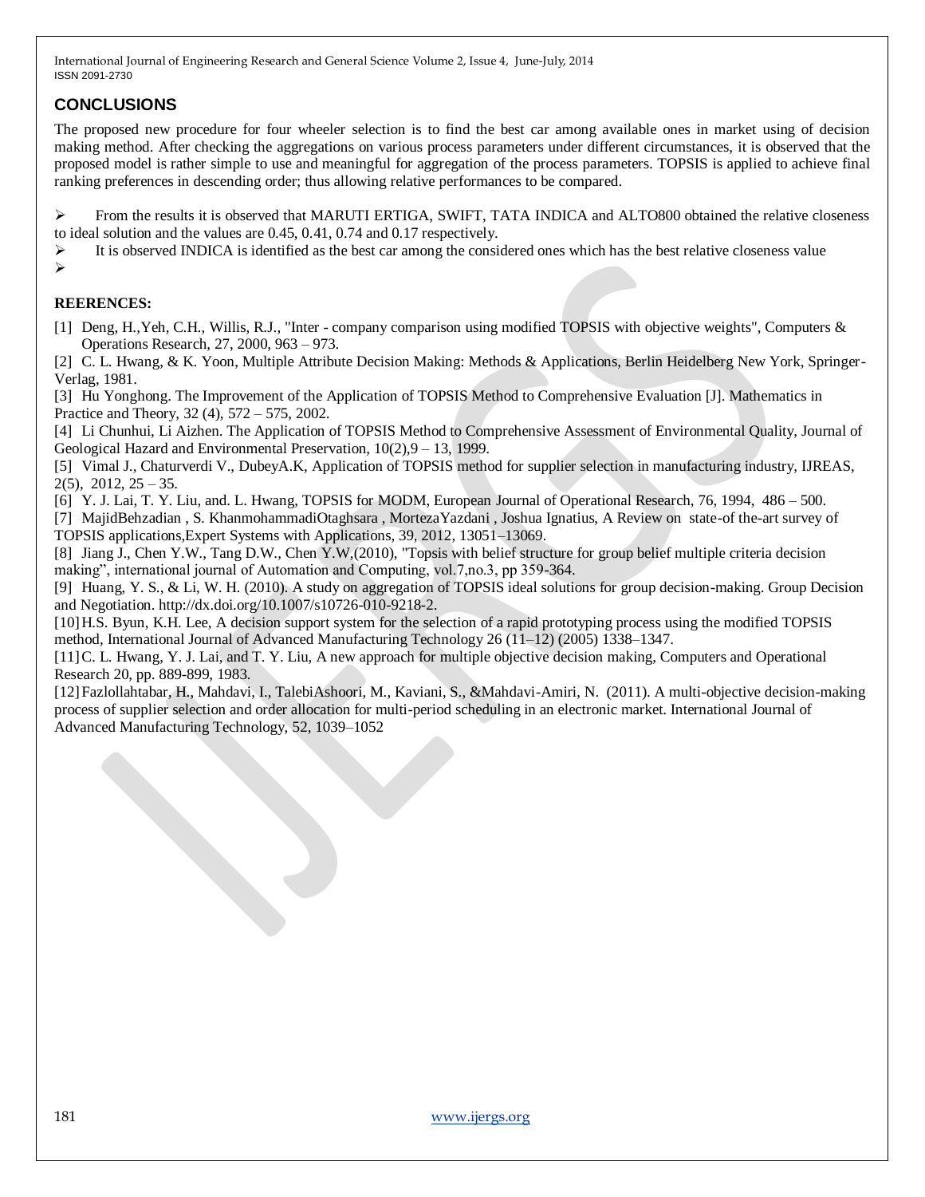## CONCLUSIONS

The proposed new procedure for four wheeler selection is to find the best car among available ones in market using of decision making method. After checking the aggregations on various process parameters under different circumstances, it is observed that the proposed model is rather simple to use and meaningful for aggregation of the process parameters. TOPSIS is applied to achieve final ranking preferences in descending order; thus allowing relative performances to be compared.

- From the results it is observed that MARUTI ERTIGA, SWIFT, TATA INDICA and ALTO800 obtained the relative closeness to ideal solution and the values are 0.45, 0.41, 0.74 and 0.17 respectively.
- It is observed INDICA is identified as the best car among the considered ones which has the best relative closeness value
-

**REERENCES:**

[1] Deng, H.,Yeh, C.H., Willis, R.J., "Inter - company comparison using modified TOPSIS with objective weights", Computers & Operations Research, 27, 2000, 963 – 973.

[2] C. L. Hwang, & K. Yoon, Multiple Attribute Decision Making: Methods & Applications, Berlin Heidelberg New York, Springer-Verlag, 1981.

[3] Hu Yonghong. The Improvement of the Application of TOPSIS Method to Comprehensive Evaluation [J]. Mathematics in Practice and Theory, 32 (4), 572 – 575, 2002.

[4] Li Chunhui, Li Aizhen. The Application of TOPSIS Method to Comprehensive Assessment of Environmental Quality, Journal of Geological Hazard and Environmental Preservation, 10(2),9 – 13, 1999.

[5] Vimal J., Chaturverdi V., DubeyA.K, Application of TOPSIS method for supplier selection in manufacturing industry, IJREAS, 2(5), 2012, 25 – 35.

[6] Y. J. Lai, T. Y. Liu, and. L. Hwang, TOPSIS for MODM, European Journal of Operational Research, 76, 1994, 486 – 500.

[7] MajidBehzadian , S. KhanmohammadiOtaghsara , MortezaYazdani , Joshua Ignatius, A Review on state-of the-art survey of TOPSIS applications,Expert Systems with Applications, 39, 2012, 13051–13069.

[8] Jiang J., Chen Y.W., Tang D.W., Chen Y.W,(2010), "Topsis with belief structure for group belief multiple criteria decision making", international journal of Automation and Computing, vol.7,no.3, pp 359-364.

[9] Huang, Y. S., & Li, W. H. (2010). A study on aggregation of TOPSIS ideal solutions for group decision-making. Group Decision and Negotiation. http://dx.doi.org/10.1007/s10726-010-9218-2.

[10] H.S. Byun, K.H. Lee, A decision support system for the selection of a rapid prototyping process using the modified TOPSIS method, International Journal of Advanced Manufacturing Technology 26 (11–12) (2005) 1338–1347.

[11] C. L. Hwang, Y. J. Lai, and T. Y. Liu, A new approach for multiple objective decision making, Computers and Operational Research 20, pp. 889-899, 1983.

[12] Fazlollahtabar, H., Mahdavi, I., TalebiAshoori, M., Kaviani, S., &Mahdavi-Amiri, N. (2011). A multi-objective decision-making process of supplier selection and order allocation for multi-period scheduling in an electronic market. International Journal of Advanced Manufacturing Technology, 52, 1039–1052